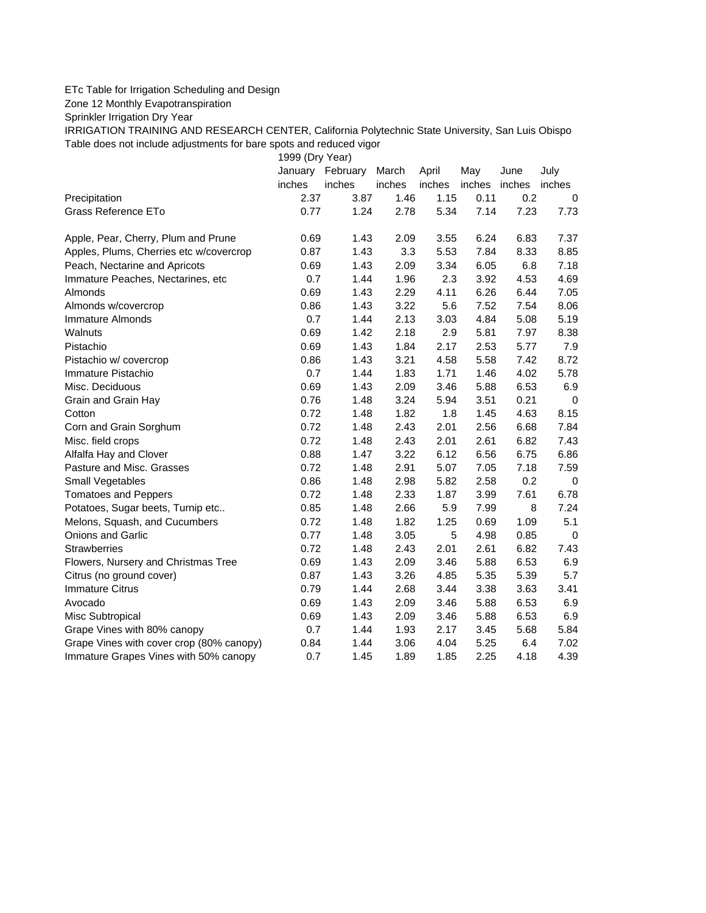ETc Table for Irrigation Scheduling and Design

Zone 12 Monthly Evapotranspiration

Sprinkler Irrigation Dry Year

IRRIGATION TRAINING AND RESEARCH CENTER, California Polytechnic State University, San Luis Obispo

Table does not include adjustments for bare spots and reduced vigor

| | 1999 (Dry Year) | | | | | | |
|---|---|---|---|---|---|---|---|
| | January | February | March | April | May | June | July |
| | inches | inches | inches | inches | inches | inches | inches |
| Precipitation | 2.37 | 3.87 | 1.46 | 1.15 | 0.11 | 0.2 | 0 |
| Grass Reference ETo | 0.77 | 1.24 | 2.78 | 5.34 | 7.14 | 7.23 | 7.73 |
| Apple, Pear, Cherry, Plum and Prune | 0.69 | 1.43 | 2.09 | 3.55 | 6.24 | 6.83 | 7.37 |
| Apples, Plums, Cherries etc w/covercrop | 0.87 | 1.43 | 3.3 | 5.53 | 7.84 | 8.33 | 8.85 |
| Peach, Nectarine and Apricots | 0.69 | 1.43 | 2.09 | 3.34 | 6.05 | 6.8 | 7.18 |
| Immature Peaches, Nectarines, etc | 0.7 | 1.44 | 1.96 | 2.3 | 3.92 | 4.53 | 4.69 |
| Almonds | 0.69 | 1.43 | 2.29 | 4.11 | 6.26 | 6.44 | 7.05 |
| Almonds w/covercrop | 0.86 | 1.43 | 3.22 | 5.6 | 7.52 | 7.54 | 8.06 |
| Immature Almonds | 0.7 | 1.44 | 2.13 | 3.03 | 4.84 | 5.08 | 5.19 |
| Walnuts | 0.69 | 1.42 | 2.18 | 2.9 | 5.81 | 7.97 | 8.38 |
| Pistachio | 0.69 | 1.43 | 1.84 | 2.17 | 2.53 | 5.77 | 7.9 |
| Pistachio w/ covercrop | 0.86 | 1.43 | 3.21 | 4.58 | 5.58 | 7.42 | 8.72 |
| Immature Pistachio | 0.7 | 1.44 | 1.83 | 1.71 | 1.46 | 4.02 | 5.78 |
| Misc. Deciduous | 0.69 | 1.43 | 2.09 | 3.46 | 5.88 | 6.53 | 6.9 |
| Grain and Grain Hay | 0.76 | 1.48 | 3.24 | 5.94 | 3.51 | 0.21 | 0 |
| Cotton | 0.72 | 1.48 | 1.82 | 1.8 | 1.45 | 4.63 | 8.15 |
| Corn and Grain Sorghum | 0.72 | 1.48 | 2.43 | 2.01 | 2.56 | 6.68 | 7.84 |
| Misc. field crops | 0.72 | 1.48 | 2.43 | 2.01 | 2.61 | 6.82 | 7.43 |
| Alfalfa Hay and Clover | 0.88 | 1.47 | 3.22 | 6.12 | 6.56 | 6.75 | 6.86 |
| Pasture and Misc. Grasses | 0.72 | 1.48 | 2.91 | 5.07 | 7.05 | 7.18 | 7.59 |
| Small Vegetables | 0.86 | 1.48 | 2.98 | 5.82 | 2.58 | 0.2 | 0 |
| Tomatoes and Peppers | 0.72 | 1.48 | 2.33 | 1.87 | 3.99 | 7.61 | 6.78 |
| Potatoes, Sugar beets, Turnip etc.. | 0.85 | 1.48 | 2.66 | 5.9 | 7.99 | 8 | 7.24 |
| Melons, Squash, and Cucumbers | 0.72 | 1.48 | 1.82 | 1.25 | 0.69 | 1.09 | 5.1 |
| Onions and Garlic | 0.77 | 1.48 | 3.05 | 5 | 4.98 | 0.85 | 0 |
| Strawberries | 0.72 | 1.48 | 2.43 | 2.01 | 2.61 | 6.82 | 7.43 |
| Flowers, Nursery and Christmas Tree | 0.69 | 1.43 | 2.09 | 3.46 | 5.88 | 6.53 | 6.9 |
| Citrus (no ground cover) | 0.87 | 1.43 | 3.26 | 4.85 | 5.35 | 5.39 | 5.7 |
| Immature Citrus | 0.79 | 1.44 | 2.68 | 3.44 | 3.38 | 3.63 | 3.41 |
| Avocado | 0.69 | 1.43 | 2.09 | 3.46 | 5.88 | 6.53 | 6.9 |
| Misc Subtropical | 0.69 | 1.43 | 2.09 | 3.46 | 5.88 | 6.53 | 6.9 |
| Grape Vines with 80% canopy | 0.7 | 1.44 | 1.93 | 2.17 | 3.45 | 5.68 | 5.84 |
| Grape Vines with cover crop (80% canopy) | 0.84 | 1.44 | 3.06 | 4.04 | 5.25 | 6.4 | 7.02 |
| Immature Grapes Vines with 50% canopy | 0.7 | 1.45 | 1.89 | 1.85 | 2.25 | 4.18 | 4.39 |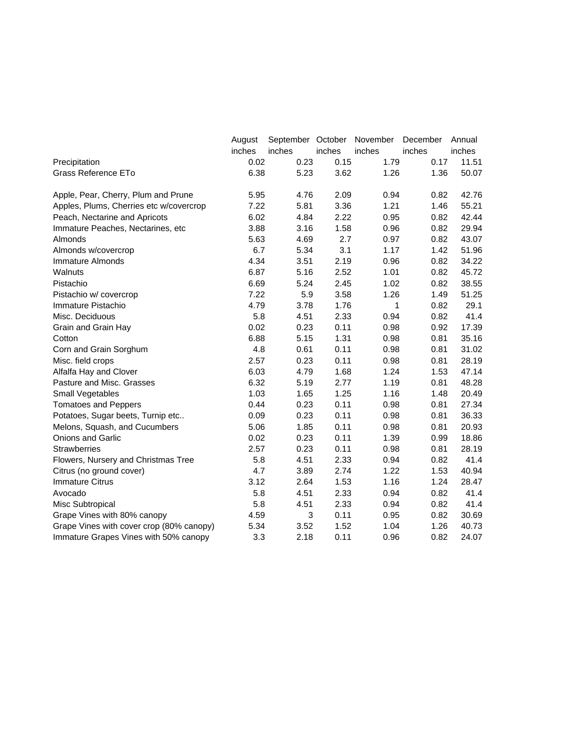| | August inches | September inches | October inches | November inches | December inches | Annual inches |
|---|---|---|---|---|---|---|
| Precipitation | 0.02 | 0.23 | 0.15 | 1.79 | 0.17 | 11.51 |
| Grass Reference ETo | 6.38 | 5.23 | 3.62 | 1.26 | 1.36 | 50.07 |
| | | | | | | |
| Apple, Pear, Cherry, Plum and Prune | 5.95 | 4.76 | 2.09 | 0.94 | 0.82 | 42.76 |
| Apples, Plums, Cherries etc w/covercrop | 7.22 | 5.81 | 3.36 | 1.21 | 1.46 | 55.21 |
| Peach, Nectarine and Apricots | 6.02 | 4.84 | 2.22 | 0.95 | 0.82 | 42.44 |
| Immature Peaches, Nectarines, etc | 3.88 | 3.16 | 1.58 | 0.96 | 0.82 | 29.94 |
| Almonds | 5.63 | 4.69 | 2.7 | 0.97 | 0.82 | 43.07 |
| Almonds w/covercrop | 6.7 | 5.34 | 3.1 | 1.17 | 1.42 | 51.96 |
| Immature Almonds | 4.34 | 3.51 | 2.19 | 0.96 | 0.82 | 34.22 |
| Walnuts | 6.87 | 5.16 | 2.52 | 1.01 | 0.82 | 45.72 |
| Pistachio | 6.69 | 5.24 | 2.45 | 1.02 | 0.82 | 38.55 |
| Pistachio w/ covercrop | 7.22 | 5.9 | 3.58 | 1.26 | 1.49 | 51.25 |
| Immature Pistachio | 4.79 | 3.78 | 1.76 | 1 | 0.82 | 29.1 |
| Misc. Deciduous | 5.8 | 4.51 | 2.33 | 0.94 | 0.82 | 41.4 |
| Grain and Grain Hay | 0.02 | 0.23 | 0.11 | 0.98 | 0.92 | 17.39 |
| Cotton | 6.88 | 5.15 | 1.31 | 0.98 | 0.81 | 35.16 |
| Corn and Grain Sorghum | 4.8 | 0.61 | 0.11 | 0.98 | 0.81 | 31.02 |
| Misc. field crops | 2.57 | 0.23 | 0.11 | 0.98 | 0.81 | 28.19 |
| Alfalfa Hay and Clover | 6.03 | 4.79 | 1.68 | 1.24 | 1.53 | 47.14 |
| Pasture and Misc. Grasses | 6.32 | 5.19 | 2.77 | 1.19 | 0.81 | 48.28 |
| Small Vegetables | 1.03 | 1.65 | 1.25 | 1.16 | 1.48 | 20.49 |
| Tomatoes and Peppers | 0.44 | 0.23 | 0.11 | 0.98 | 0.81 | 27.34 |
| Potatoes, Sugar beets, Turnip etc.. | 0.09 | 0.23 | 0.11 | 0.98 | 0.81 | 36.33 |
| Melons, Squash, and Cucumbers | 5.06 | 1.85 | 0.11 | 0.98 | 0.81 | 20.93 |
| Onions and Garlic | 0.02 | 0.23 | 0.11 | 1.39 | 0.99 | 18.86 |
| Strawberries | 2.57 | 0.23 | 0.11 | 0.98 | 0.81 | 28.19 |
| Flowers, Nursery and Christmas Tree | 5.8 | 4.51 | 2.33 | 0.94 | 0.82 | 41.4 |
| Citrus (no ground cover) | 4.7 | 3.89 | 2.74 | 1.22 | 1.53 | 40.94 |
| Immature Citrus | 3.12 | 2.64 | 1.53 | 1.16 | 1.24 | 28.47 |
| Avocado | 5.8 | 4.51 | 2.33 | 0.94 | 0.82 | 41.4 |
| Misc Subtropical | 5.8 | 4.51 | 2.33 | 0.94 | 0.82 | 41.4 |
| Grape Vines with 80% canopy | 4.59 | 3 | 0.11 | 0.95 | 0.82 | 30.69 |
| Grape Vines with cover crop (80% canopy) | 5.34 | 3.52 | 1.52 | 1.04 | 1.26 | 40.73 |
| Immature Grapes Vines with 50% canopy | 3.3 | 2.18 | 0.11 | 0.96 | 0.82 | 24.07 |